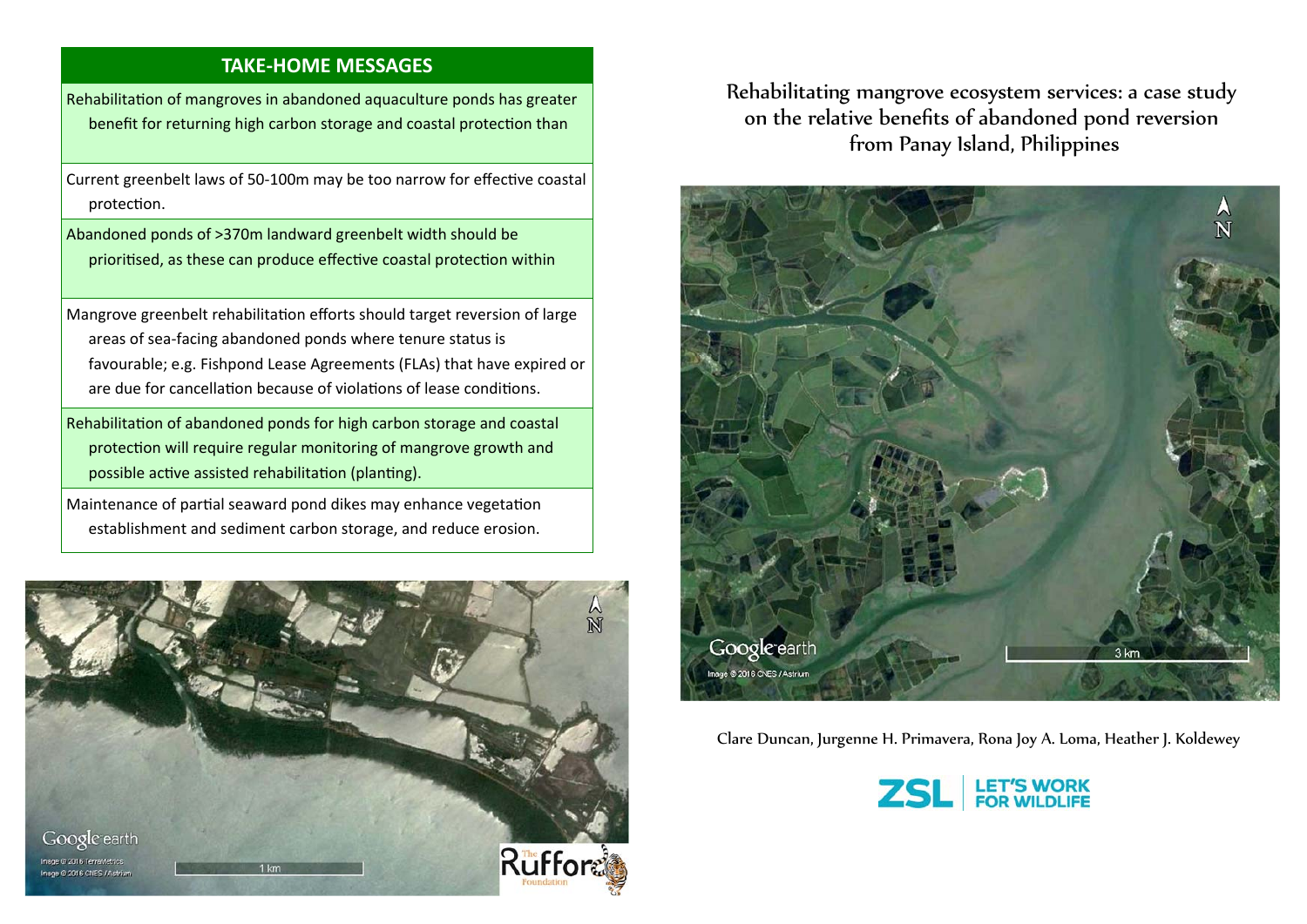## TAKE-HOME MESSAGES

- Rehabilitation of mangroves in abandoned aquaculture ponds has greater benefit for returning high carbon storage and coastal protection than
- Current greenbelt laws of 50-100m may be too narrow for effective coastal protection.
- Abandoned ponds of >370m landward greenbelt width should be prioritised, as these can produce effective coastal protection within
- Mangrove greenbelt rehabilitation efforts should target reversion of large areas of sea-facing abandoned ponds where tenure status is favourable; e.g. Fishpond Lease Agreements (FLAs) that have expired or are due for cancellation because of violations of lease conditions.
- Rehabilitation of abandoned ponds for high carbon storage and coastal protection will require regular monitoring of mangrove growth and possible active assisted rehabilitation (planting).
- Maintenance of partial seaward pond dikes may enhance vegetation establishment and sediment carbon storage, and reduce erosion.

# Rehabilitating mangrove ecosystem services: a case study on the relative benefits of abandoned pond reversion from Panay Island, Philippines

Clare Duncan, Jurgenne H. Primavera, Rona Joy A. Loma, Heather J. Koldewey

ZSL LET'S WORK FOR WILDLIFE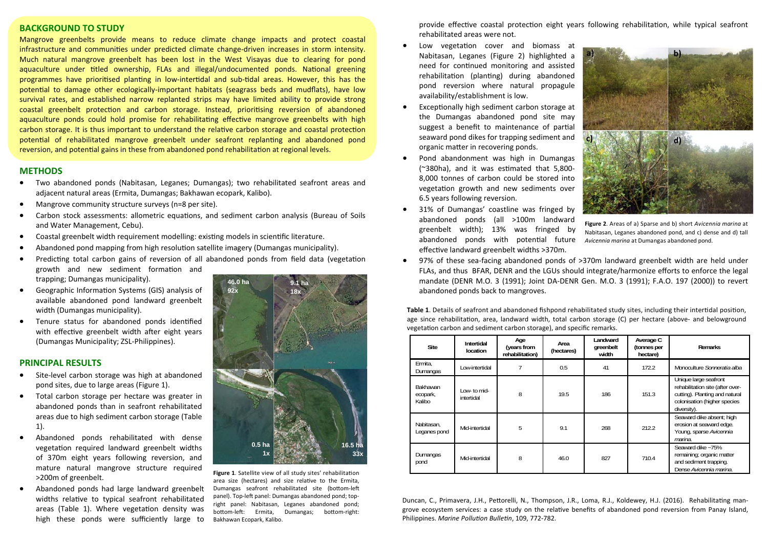## BACKGROUND TO STUDY

Mangrove greenbelts provide means to reduce climate change impacts and protect coastal infrastructure and communities under predicted climate change-driven increases in storm intensity. Much natural mangrove greenbelt has been lost in the West Visayas due to clearing for pond aquaculture under titled ownership, FLAs and illegal/undocumented ponds. National greening programmes have prioritised planting in low-intertidal and sub-tidal areas. However, this has the potential to damage other ecologically-important habitats (seagrass beds and mudflats), have low survival rates, and established narrow replanted strips may have limited ability to provide strong coastal greenbelt protection and carbon storage. Instead, prioritising reversion of abandoned aquaculture ponds could hold promise for rehabilitating effective mangrove greenbelts with high carbon storage. It is thus important to understand the relative carbon storage and coastal protection potential of rehabilitated mangrove greenbelt under seafront replanting and abandoned pond reversion, and potential gains in these from abandoned pond rehabilitation at regional levels.

## METHODS

- Two abandoned ponds (Nabitasan, Leganes; Dumangas); two rehabilitated seafront areas and adjacent natural areas (Ermita, Dumangas; Bakhawan ecopark, Kalibo).
- Mangrove community structure surveys (n=8 per site).
- Carbon stock assessments: allometric equations, and sediment carbon analysis (Bureau of Soils and Water Management, Cebu).
- Coastal greenbelt width requirement modelling: existing models in scientific literature.
- Abandoned pond mapping from high resolution satellite imagery (Dumangas municipality).
- Predicting total carbon gains of reversion of all abandoned ponds from field data (vegetation growth and new sediment formation and trapping; Dumangas municipality).
- Geographic Information Systems (GIS) analysis of available abandoned pond landward greenbelt width (Dumangas municipality).
- Tenure status for abandoned ponds identified with effective greenbelt width after eight years (Dumangas Municipality; ZSL-Philippines).

46.0 ha
92x
9.1 ha
18x
0.5 ha
1x
16.5 ha
33x

**Figure 1**. Satellite view of all study sites' rehabilitation area size (hectares) and size relative to the Ermita, Dumangas seafront rehabilitated site (bottom-left panel). Top-left panel: Dumangas abandoned pond; top-right panel: Nabitasan, Leganes abandoned pond; bottom-left: Ermita, Dumangas; bottom-right: Bakhawan Ecopark, Kalibo.

## PRINCIPAL RESULTS

- Site-level carbon storage was high at abandoned pond sites, due to large areas (Figure 1).
- Total carbon storage per hectare was greater in abandoned ponds than in seafront rehabilitated areas due to high sediment carbon storage (Table 1).
- Abandoned ponds rehabilitated with dense vegetation required landward greenbelt widths of 370m eight years following reversion, and mature natural mangrove structure required >200m of greenbelt.
- Abandoned ponds had large landward greenbelt widths relative to typical seafront rehabilitated areas (Table 1). Where vegetation density was high these ponds were sufficiently large to provide effective coastal protection eight years following rehabilitation, while typical seafront rehabilitated areas were not.
- Low vegetation cover and biomass at Nabitasan, Leganes (Figure 2) highlighted a need for continued monitoring and assisted rehabilitation (planting) during abandoned pond reversion where natural propagule availability/establishment is low.
- Exceptionally high sediment carbon storage at the Dumangas abandoned pond site may suggest a benefit to maintenance of partial seaward pond dikes for trapping sediment and organic matter in recovering ponds.
- Pond abandonment was high in Dumangas (~380ha), and it was estimated that 5,800-8,000 tonnes of carbon could be stored into vegetation growth and new sediments over 6.5 years following reversion.
- 31% of Dumangas' coastline was fringed by abandoned ponds (all >100m landward greenbelt width); 13% was fringed by abandoned ponds with potential future effective landward greenbelt widths >370m.
- 97% of these sea-facing abandoned ponds of >370m landward greenbelt width are held under FLAs, and thus BFAR, DENR and the LGUs should integrate/harmonize efforts to enforce the legal mandate (DENR M.O. 3 (1991); Joint DA-DENR Gen. M.O. 3 (1991); F.A.O. 197 (2000)) to revert abandoned ponds back to mangroves.

a) b) c) d)

**Figure 2**. Areas of a) Sparse and b) short *Avicennia marina* at Nabitasan, Leganes abandoned pond, and c) dense and d) tall *Avicennia marina* at Dumangas abandoned pond.

**Table 1**. Details of seafront and abandoned fishpond rehabilitated study sites, including their intertidal position, age since rehabilitation, area, landward width, total carbon storage (C) per hectare (above- and belowground vegetation carbon and sediment carbon storage), and specific remarks.

| Site | Intertidal location | Age (years from rehabilitation) | Area (hectares) | Landward greenbelt width | Average C (tonnes per hectare) | Remarks |
|---|---|---|---|---|---|---|
| Ermita, Dumangas | Low-intertidal | 7 | 0.5 | 41 | 172.2 | Monoculture *Sonneratia alba* |
| Bakhawan ecopark, Kalibo | Low- to mid-intertidal | 8 | 19.5 | 186 | 151.3 | Unique large seafront rehabilitation site (after over-cutting). Planting and natural colonisation (higher species diversity). |
| Nabitasan, Leganes pond | Mid-intertidal | 5 | 9.1 | 268 | 212.2 | Seaward dike absent; high erosion at seaward edge. Young, sparse *Avicennia marina*. |
| Dumangas pond | Mid-intertidal | 8 | 46.0 | 827 | 710.4 | Seaward dike ~75% remaining; organic matter and sediment trapping. Dense *Avicennia marina*. |

Duncan, C., Primavera, J.H., Pettorelli, N., Thompson, J.R., Loma, R.J., Koldewey, H.J. (2016). Rehabilitating mangrove ecosystem services: a case study on the relative benefits of abandoned pond reversion from Panay Island, Philippines. *Marine Pollution Bulletin*, 109, 772-782.